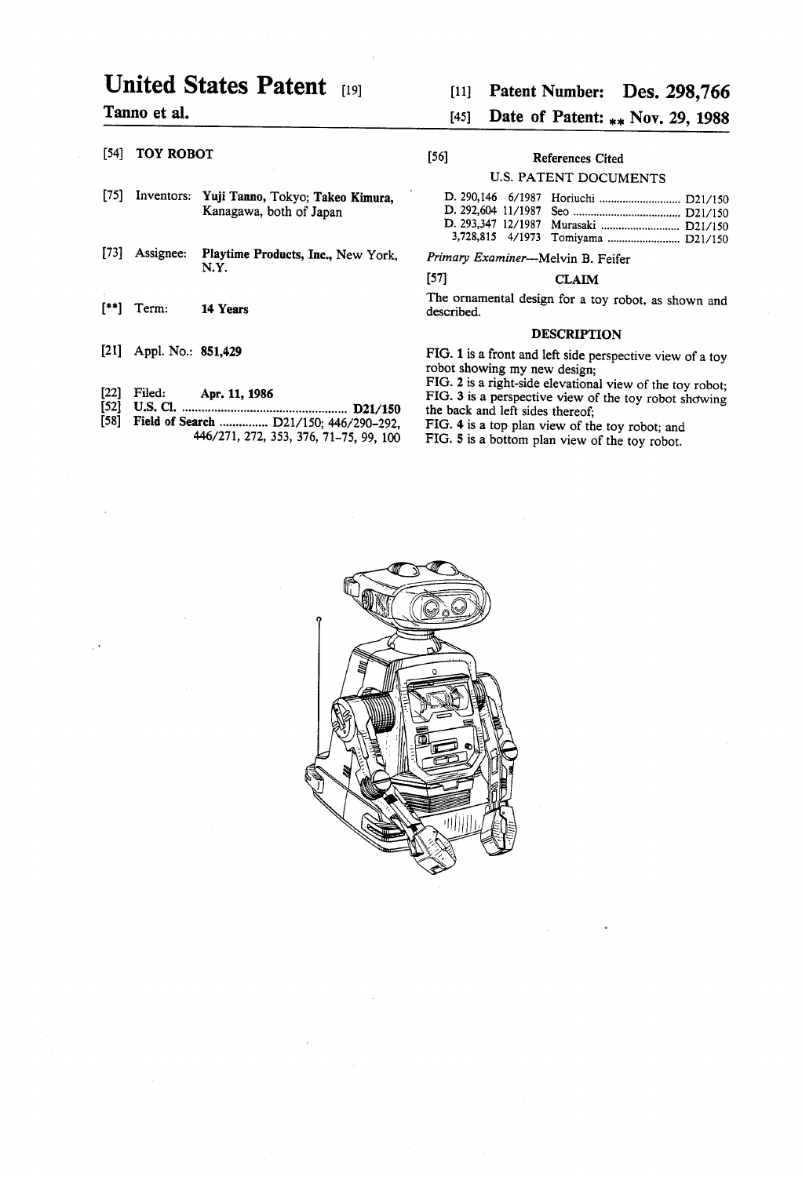# United States Patent [19]

**Tanno et al.**

[11] **Patent Number: Des. 298,766**

[45] **Date of Patent: ** Nov. 29, 1988**

[54] **TOY ROBOT**

[75] Inventors: **Yuji Tanno**, Tokyo; **Takeo Kimura**, Kanagawa, both of Japan

[73] Assignee: **Playtime Products, Inc.**, New York, N.Y.

[**] Term: **14 Years**

[21] Appl. No.: **851,429**

[22] Filed: **Apr. 11, 1986**

[52] **U.S. Cl.** .................................................. **D21/150**

[58] **Field of Search** ............... D21/150; 446/290-292, 446/271, 272, 353, 376, 71-75, 99, 100

[56] **References Cited**

U.S. PATENT DOCUMENTS

| | | | |
|---|---|---|---|
| D. 290,146 | 6/1987 | Horiuchi | D21/150 |
| D. 292,604 | 11/1987 | Seo | D21/150 |
| D. 293,347 | 12/1987 | Murasaki | D21/150 |
| 3,728,815 | 4/1973 | Tomiyama | D21/150 |

*Primary Examiner*—Melvin B. Feifer

[57] **CLAIM**

The ornamental design for a toy robot, as shown and described.

**DESCRIPTION**

FIG. **1** is a front and left side perspective view of a toy robot showing my new design;

FIG. **2** is a right-side elevational view of the toy robot;

FIG. **3** is a perspective view of the toy robot showing the back and left sides thereof;

FIG. **4** is a top plan view of the toy robot; and

FIG. **5** is a bottom plan view of the toy robot.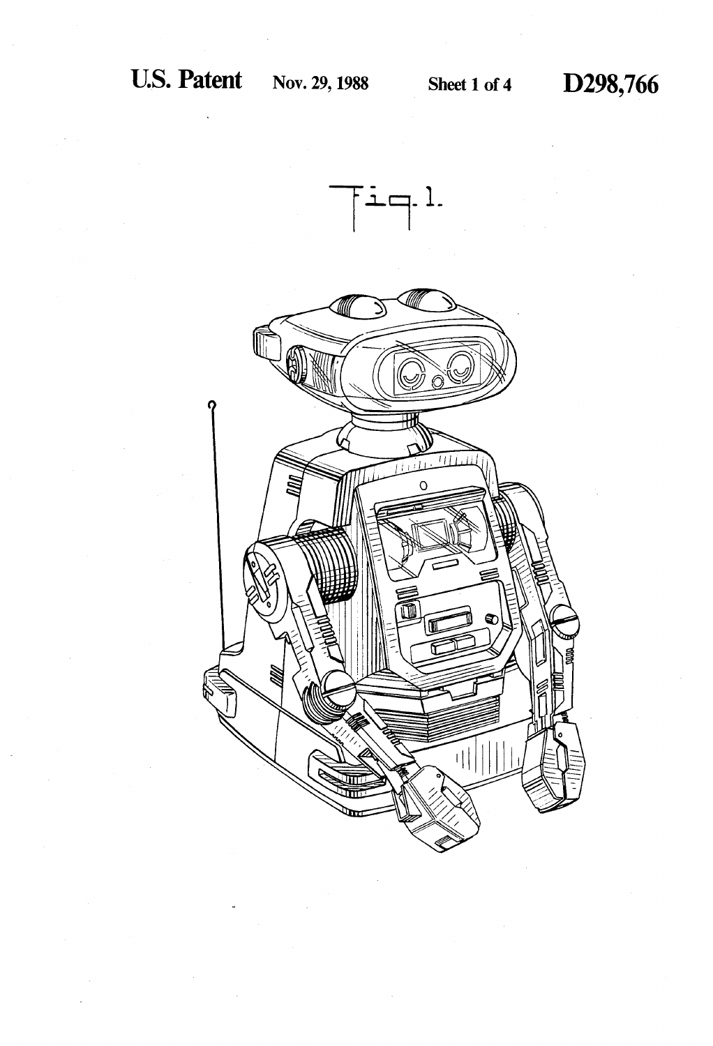Fig. 1.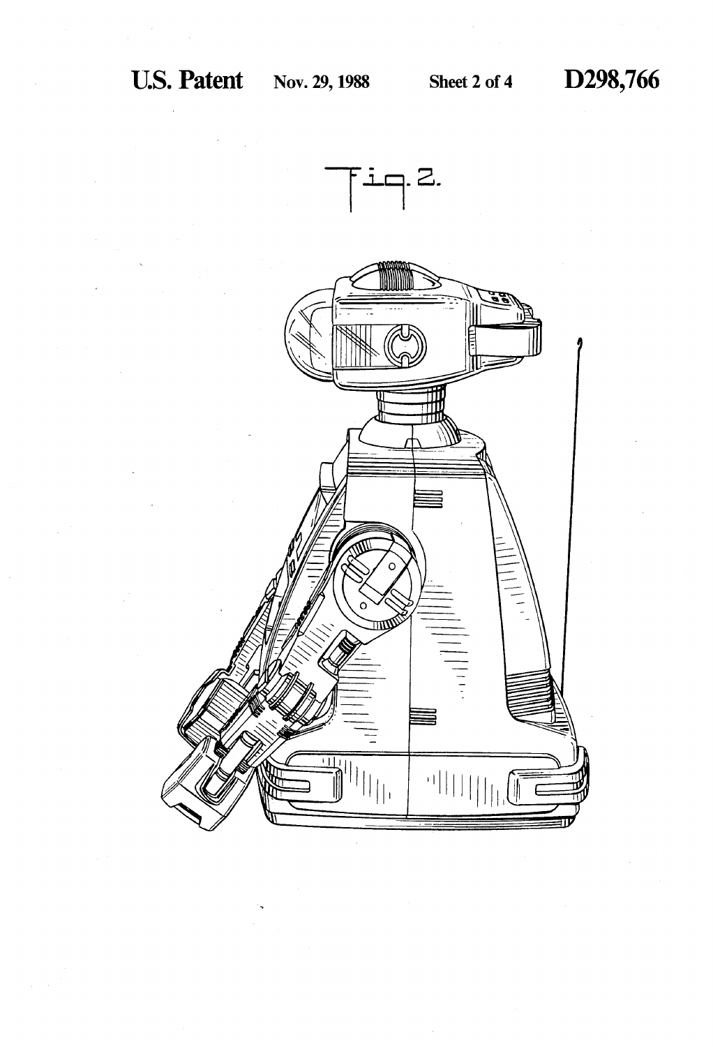Fig. 2.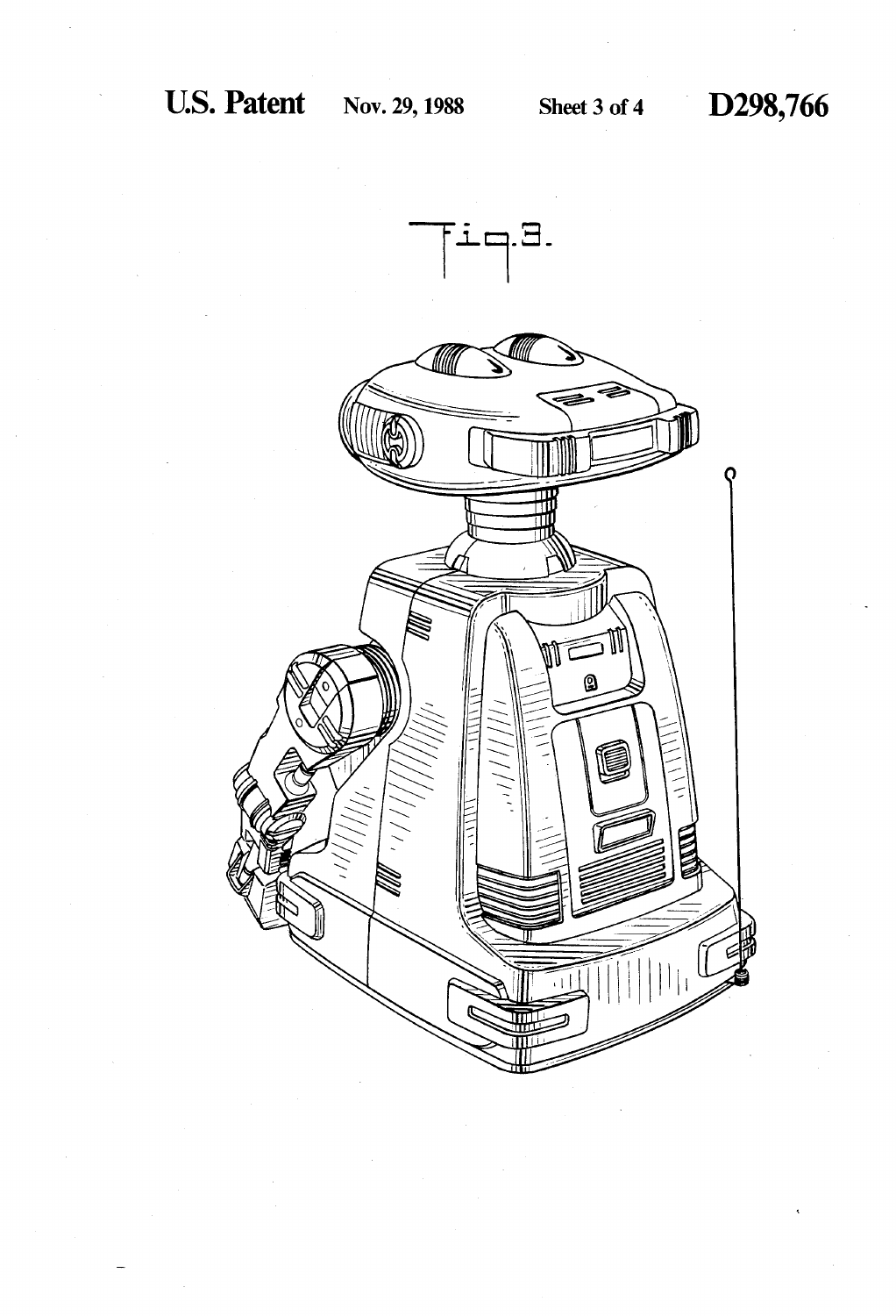Fig. 3.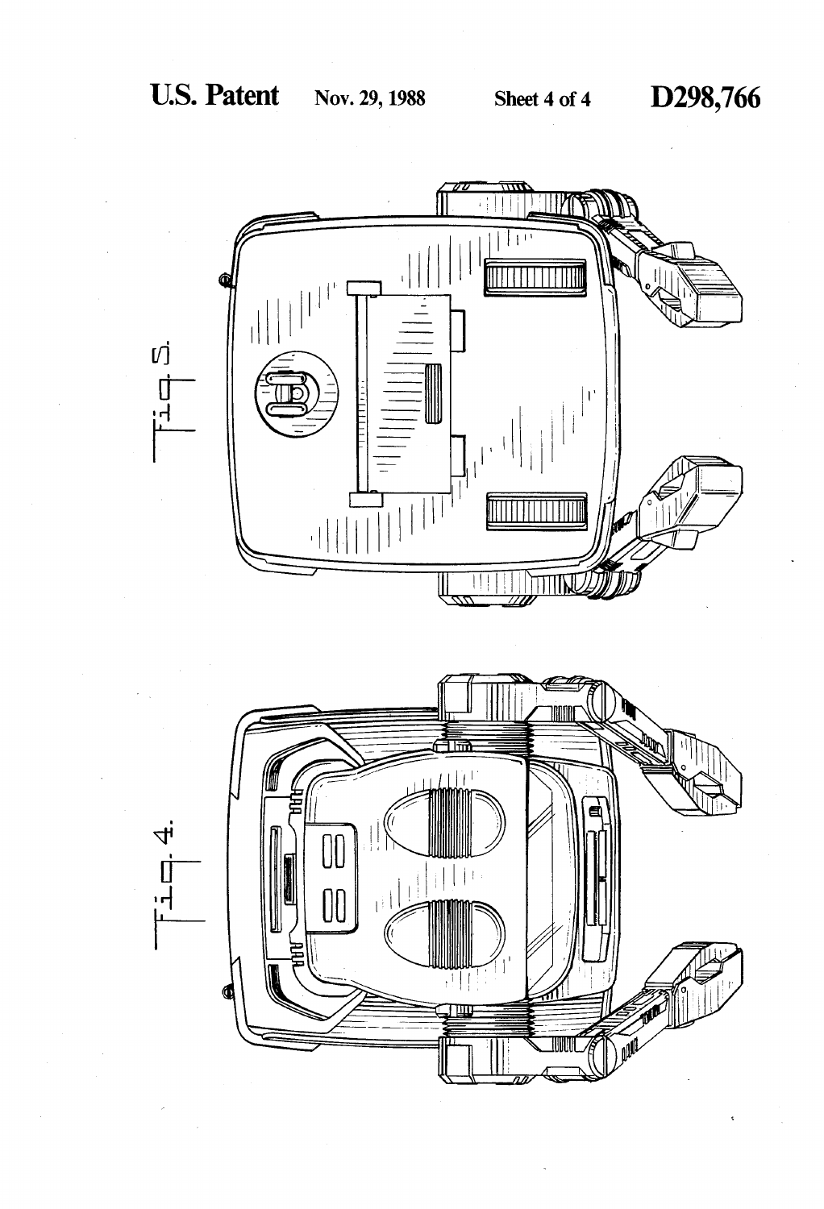Fig. 5.

Fig. 4.